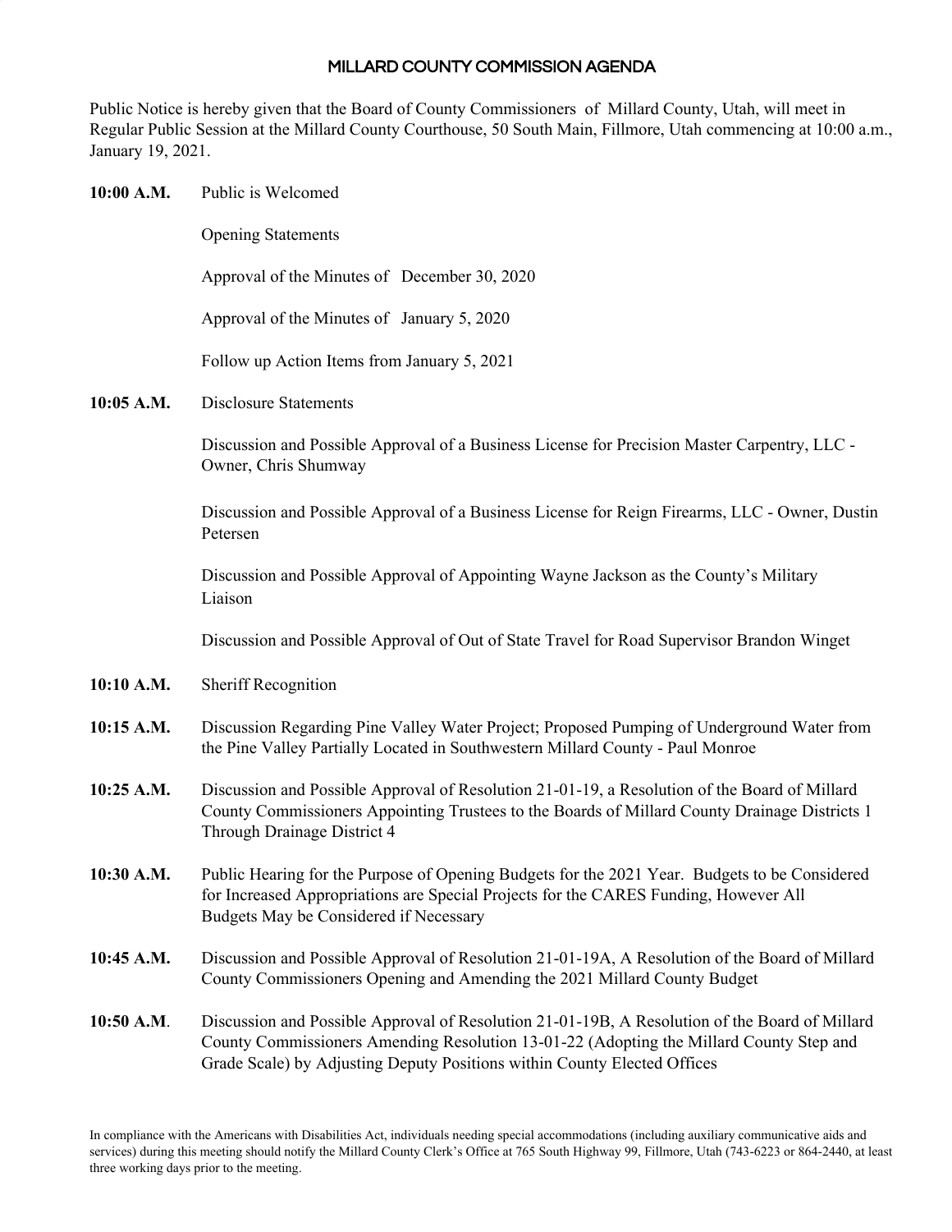# MILLARD COUNTY COMMISSION AGENDA

Public Notice is hereby given that the Board of County Commissioners of Millard County, Utah, will meet in Regular Public Session at the Millard County Courthouse, 50 South Main, Fillmore, Utah commencing at 10:00 a.m., January 19, 2021.

**10:00 A.M.** Public is Welcomed

Opening Statements

Approval of the Minutes of December 30, 2020

Approval of the Minutes of January 5, 2020

Follow up Action Items from January 5, 2021

**10:05 A.M.** Disclosure Statements

Discussion and Possible Approval of a Business License for Precision Master Carpentry, LLC - Owner, Chris Shumway

Discussion and Possible Approval of a Business License for Reign Firearms, LLC - Owner, Dustin Petersen

Discussion and Possible Approval of Appointing Wayne Jackson as the County's Military Liaison

Discussion and Possible Approval of Out of State Travel for Road Supervisor Brandon Winget

**10:10 A.M.** Sheriff Recognition

**10:15 A.M.** Discussion Regarding Pine Valley Water Project; Proposed Pumping of Underground Water from the Pine Valley Partially Located in Southwestern Millard County - Paul Monroe

**10:25 A.M.** Discussion and Possible Approval of Resolution 21-01-19, a Resolution of the Board of Millard County Commissioners Appointing Trustees to the Boards of Millard County Drainage Districts 1 Through Drainage District 4

**10:30 A.M.** Public Hearing for the Purpose of Opening Budgets for the 2021 Year. Budgets to be Considered for Increased Appropriations are Special Projects for the CARES Funding, However All Budgets May be Considered if Necessary

**10:45 A.M.** Discussion and Possible Approval of Resolution 21-01-19A, A Resolution of the Board of Millard County Commissioners Opening and Amending the 2021 Millard County Budget

**10:50 A.M**. Discussion and Possible Approval of Resolution 21-01-19B, A Resolution of the Board of Millard County Commissioners Amending Resolution 13-01-22 (Adopting the Millard County Step and Grade Scale) by Adjusting Deputy Positions within County Elected Offices

In compliance with the Americans with Disabilities Act, individuals needing special accommodations (including auxiliary communicative aids and services) during this meeting should notify the Millard County Clerk's Office at 765 South Highway 99, Fillmore, Utah (743-6223 or 864-2440, at least three working days prior to the meeting.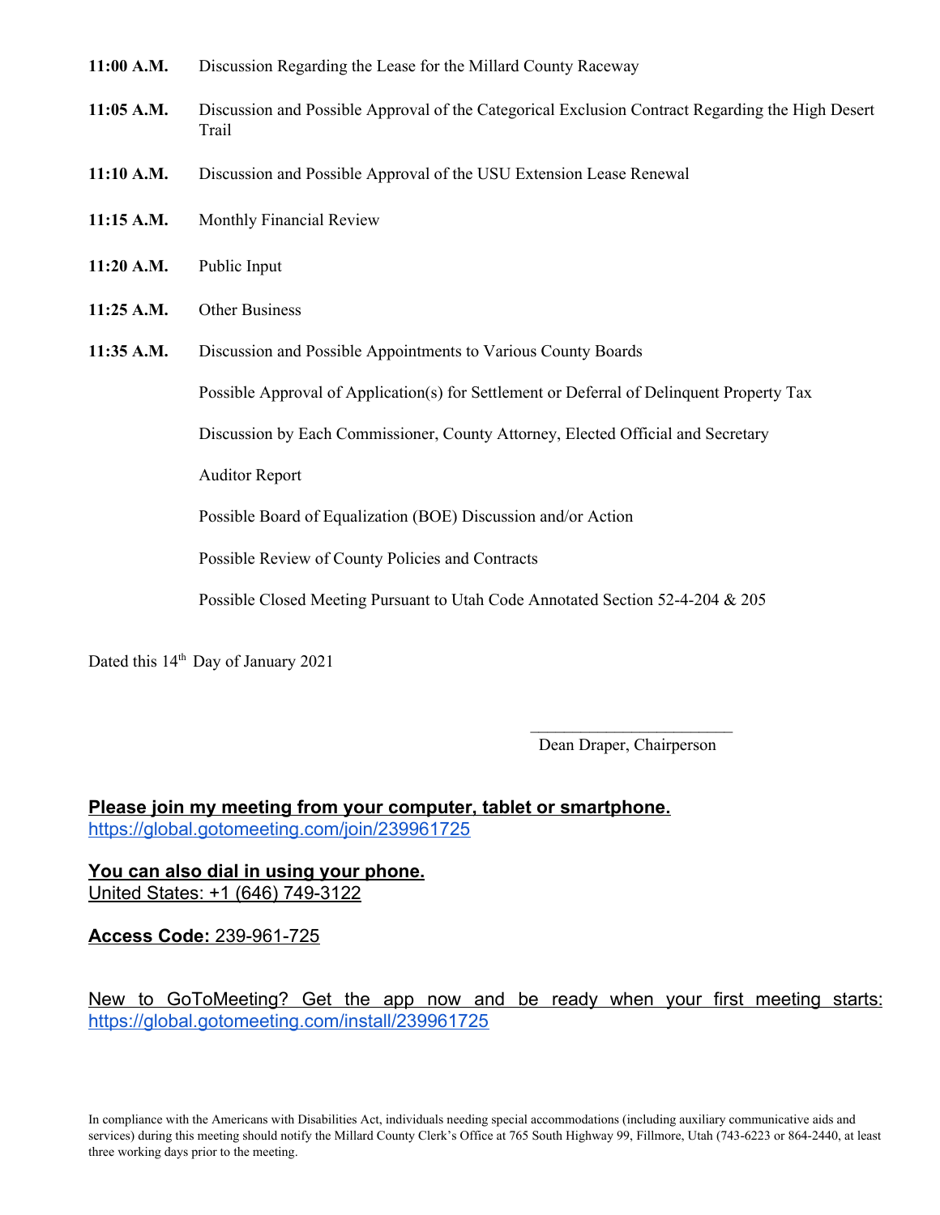**11:00 A.M.** Discussion Regarding the Lease for the Millard County Raceway

**11:05 A.M.** Discussion and Possible Approval of the Categorical Exclusion Contract Regarding the High Desert Trail

**11:10 A.M.** Discussion and Possible Approval of the USU Extension Lease Renewal

**11:15 A.M.** Monthly Financial Review

**11:20 A.M.** Public Input

**11:25 A.M.** Other Business

**11:35 A.M.** Discussion and Possible Appointments to Various County Boards

Possible Approval of Application(s) for Settlement or Deferral of Delinquent Property Tax

Discussion by Each Commissioner, County Attorney, Elected Official and Secretary

Auditor Report

Possible Board of Equalization (BOE) Discussion and/or Action

Possible Review of County Policies and Contracts

Possible Closed Meeting Pursuant to Utah Code Annotated Section 52-4-204 & 205

Dated this 14th Day of January 2021

\_\_\_\_\_\_\_\_\_\_\_\_\_\_\_\_\_\_\_\_\_\_\_\_
Dean Draper, Chairperson

**Please join my meeting from your computer, tablet or smartphone.**
https://global.gotomeeting.com/join/239961725

**You can also dial in using your phone.**
United States: +1 (646) 749-3122

**Access Code:** 239-961-725

New to GoToMeeting? Get the app now and be ready when your first meeting starts: https://global.gotomeeting.com/install/239961725

In compliance with the Americans with Disabilities Act, individuals needing special accommodations (including auxiliary communicative aids and services) during this meeting should notify the Millard County Clerk's Office at 765 South Highway 99, Fillmore, Utah (743-6223 or 864-2440, at least three working days prior to the meeting.